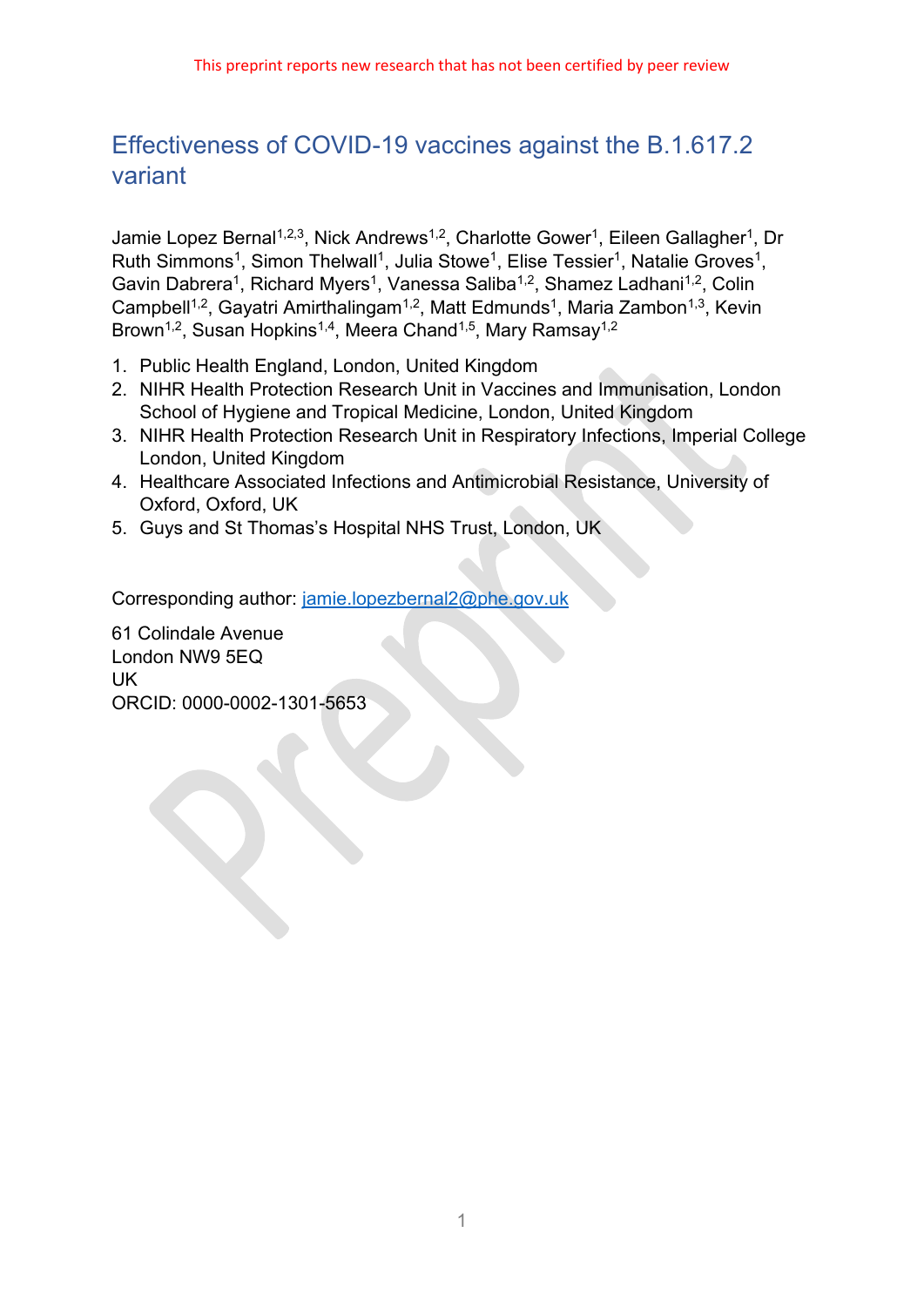This preprint reports new research that has not been certified by peer review

# Effectiveness of COVID-19 vaccines against the B.1.617.2 variant

Jamie Lopez Bernal[1,2,3], Nick Andrews[1,2], Charlotte Gower[1], Eileen Gallagher[1], Dr Ruth Simmons[1], Simon Thelwall[1], Julia Stowe[1], Elise Tessier[1], Natalie Groves[1], Gavin Dabrera[1], Richard Myers[1], Vanessa Saliba[1,2], Shamez Ladhani[1,2], Colin Campbell[1,2], Gayatri Amirthalingam[1,2], Matt Edmunds[1], Maria Zambon[1,3], Kevin Brown[1,2], Susan Hopkins[1,4], Meera Chand[1,5], Mary Ramsay[1,2]

1. Public Health England, London, United Kingdom
2. NIHR Health Protection Research Unit in Vaccines and Immunisation, London School of Hygiene and Tropical Medicine, London, United Kingdom
3. NIHR Health Protection Research Unit in Respiratory Infections, Imperial College London, United Kingdom
4. Healthcare Associated Infections and Antimicrobial Resistance, University of Oxford, Oxford, UK
5. Guys and St Thomas's Hospital NHS Trust, London, UK

Corresponding author: jamie.lopezbernal2@phe.gov.uk

61 Colindale Avenue
London NW9 5EQ
UK
ORCID: 0000-0002-1301-5653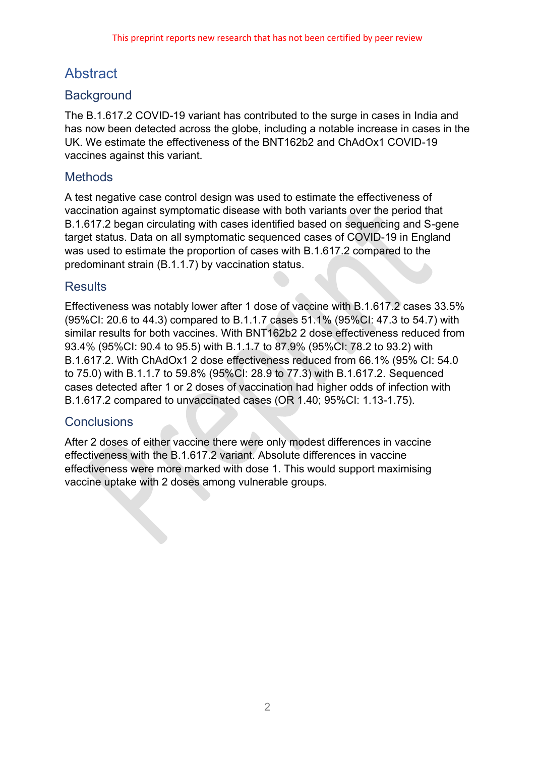# Abstract

## Background

The B.1.617.2 COVID-19 variant has contributed to the surge in cases in India and has now been detected across the globe, including a notable increase in cases in the UK. We estimate the effectiveness of the BNT162b2 and ChAdOx1 COVID-19 vaccines against this variant.

## Methods

A test negative case control design was used to estimate the effectiveness of vaccination against symptomatic disease with both variants over the period that B.1.617.2 began circulating with cases identified based on sequencing and S-gene target status. Data on all symptomatic sequenced cases of COVID-19 in England was used to estimate the proportion of cases with B.1.617.2 compared to the predominant strain (B.1.1.7) by vaccination status.

## Results

Effectiveness was notably lower after 1 dose of vaccine with B.1.617.2 cases 33.5% (95%CI: 20.6 to 44.3) compared to B.1.1.7 cases 51.1% (95%CI: 47.3 to 54.7) with similar results for both vaccines. With BNT162b2 2 dose effectiveness reduced from 93.4% (95%CI: 90.4 to 95.5) with B.1.1.7 to 87.9% (95%CI: 78.2 to 93.2) with B.1.617.2. With ChAdOx1 2 dose effectiveness reduced from 66.1% (95% CI: 54.0 to 75.0) with B.1.1.7 to 59.8% (95%CI: 28.9 to 77.3) with B.1.617.2. Sequenced cases detected after 1 or 2 doses of vaccination had higher odds of infection with B.1.617.2 compared to unvaccinated cases (OR 1.40; 95%CI: 1.13-1.75).

## Conclusions

After 2 doses of either vaccine there were only modest differences in vaccine effectiveness with the B.1.617.2 variant. Absolute differences in vaccine effectiveness were more marked with dose 1. This would support maximising vaccine uptake with 2 doses among vulnerable groups.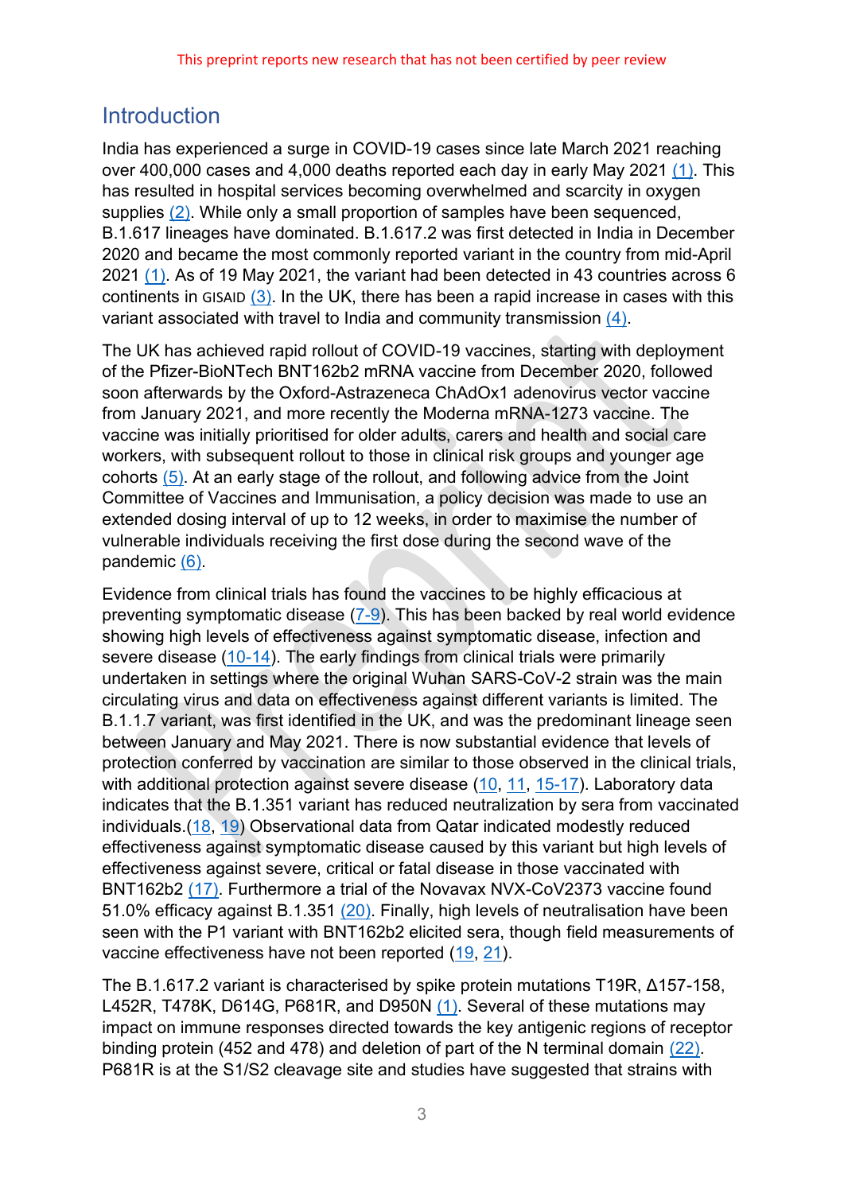## Introduction

India has experienced a surge in COVID-19 cases since late March 2021 reaching over 400,000 cases and 4,000 deaths reported each day in early May 2021 (1). This has resulted in hospital services becoming overwhelmed and scarcity in oxygen supplies (2). While only a small proportion of samples have been sequenced, B.1.617 lineages have dominated. B.1.617.2 was first detected in India in December 2020 and became the most commonly reported variant in the country from mid-April 2021 (1). As of 19 May 2021, the variant had been detected in 43 countries across 6 continents in GISAID (3). In the UK, there has been a rapid increase in cases with this variant associated with travel to India and community transmission (4).

The UK has achieved rapid rollout of COVID-19 vaccines, starting with deployment of the Pfizer-BioNTech BNT162b2 mRNA vaccine from December 2020, followed soon afterwards by the Oxford-Astrazeneca ChAdOx1 adenovirus vector vaccine from January 2021, and more recently the Moderna mRNA-1273 vaccine. The vaccine was initially prioritised for older adults, carers and health and social care workers, with subsequent rollout to those in clinical risk groups and younger age cohorts (5). At an early stage of the rollout, and following advice from the Joint Committee of Vaccines and Immunisation, a policy decision was made to use an extended dosing interval of up to 12 weeks, in order to maximise the number of vulnerable individuals receiving the first dose during the second wave of the pandemic (6).

Evidence from clinical trials has found the vaccines to be highly efficacious at preventing symptomatic disease (7-9). This has been backed by real world evidence showing high levels of effectiveness against symptomatic disease, infection and severe disease (10-14). The early findings from clinical trials were primarily undertaken in settings where the original Wuhan SARS-CoV-2 strain was the main circulating virus and data on effectiveness against different variants is limited. The B.1.1.7 variant, was first identified in the UK, and was the predominant lineage seen between January and May 2021. There is now substantial evidence that levels of protection conferred by vaccination are similar to those observed in the clinical trials, with additional protection against severe disease (10, 11, 15-17). Laboratory data indicates that the B.1.351 variant has reduced neutralization by sera from vaccinated individuals.(18, 19) Observational data from Qatar indicated modestly reduced effectiveness against symptomatic disease caused by this variant but high levels of effectiveness against severe, critical or fatal disease in those vaccinated with BNT162b2 (17). Furthermore a trial of the Novavax NVX-CoV2373 vaccine found 51.0% efficacy against B.1.351 (20). Finally, high levels of neutralisation have been seen with the P1 variant with BNT162b2 elicited sera, though field measurements of vaccine effectiveness have not been reported (19, 21).

The B.1.617.2 variant is characterised by spike protein mutations T19R, Δ157-158, L452R, T478K, D614G, P681R, and D950N (1). Several of these mutations may impact on immune responses directed towards the key antigenic regions of receptor binding protein (452 and 478) and deletion of part of the N terminal domain (22). P681R is at the S1/S2 cleavage site and studies have suggested that strains with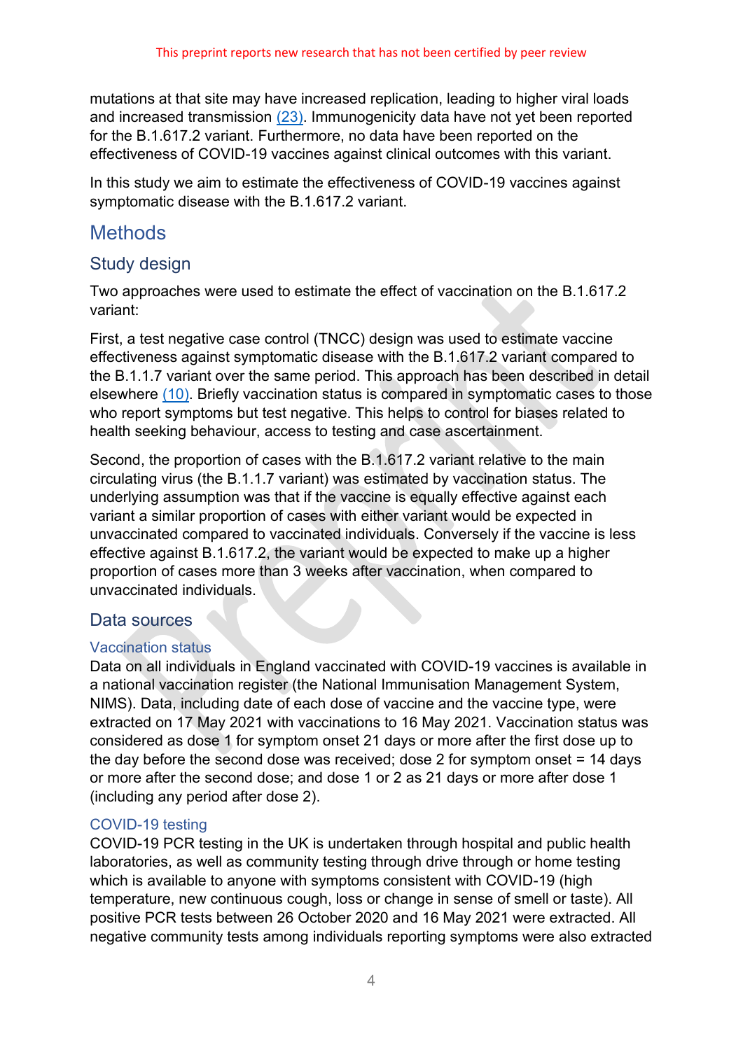mutations at that site may have increased replication, leading to higher viral loads and increased transmission (23). Immunogenicity data have not yet been reported for the B.1.617.2 variant. Furthermore, no data have been reported on the effectiveness of COVID-19 vaccines against clinical outcomes with this variant.

In this study we aim to estimate the effectiveness of COVID-19 vaccines against symptomatic disease with the B.1.617.2 variant.

# Methods

## Study design

Two approaches were used to estimate the effect of vaccination on the B.1.617.2 variant:

First, a test negative case control (TNCC) design was used to estimate vaccine effectiveness against symptomatic disease with the B.1.617.2 variant compared to the B.1.1.7 variant over the same period. This approach has been described in detail elsewhere (10). Briefly vaccination status is compared in symptomatic cases to those who report symptoms but test negative. This helps to control for biases related to health seeking behaviour, access to testing and case ascertainment.

Second, the proportion of cases with the B.1.617.2 variant relative to the main circulating virus (the B.1.1.7 variant) was estimated by vaccination status. The underlying assumption was that if the vaccine is equally effective against each variant a similar proportion of cases with either variant would be expected in unvaccinated compared to vaccinated individuals. Conversely if the vaccine is less effective against B.1.617.2, the variant would be expected to make up a higher proportion of cases more than 3 weeks after vaccination, when compared to unvaccinated individuals.

## Data sources

### Vaccination status

Data on all individuals in England vaccinated with COVID-19 vaccines is available in a national vaccination register (the National Immunisation Management System, NIMS). Data, including date of each dose of vaccine and the vaccine type, were extracted on 17 May 2021 with vaccinations to 16 May 2021. Vaccination status was considered as dose 1 for symptom onset 21 days or more after the first dose up to the day before the second dose was received; dose 2 for symptom onset = 14 days or more after the second dose; and dose 1 or 2 as 21 days or more after dose 1 (including any period after dose 2).

### COVID-19 testing

COVID-19 PCR testing in the UK is undertaken through hospital and public health laboratories, as well as community testing through drive through or home testing which is available to anyone with symptoms consistent with COVID-19 (high temperature, new continuous cough, loss or change in sense of smell or taste). All positive PCR tests between 26 October 2020 and 16 May 2021 were extracted. All negative community tests among individuals reporting symptoms were also extracted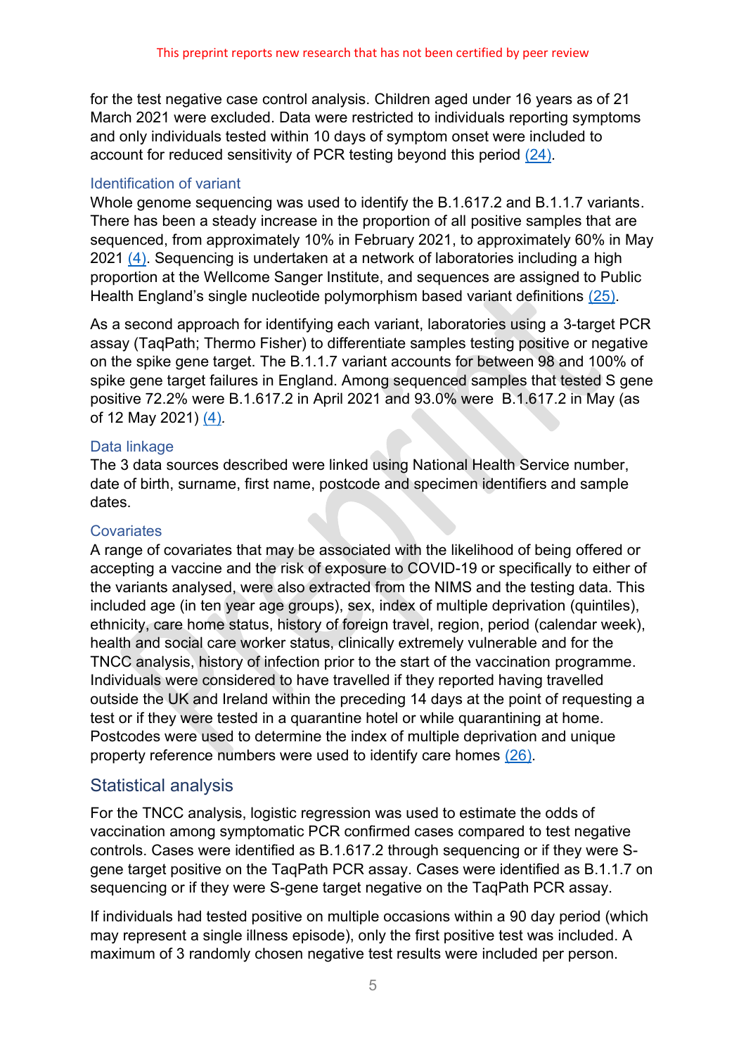for the test negative case control analysis. Children aged under 16 years as of 21 March 2021 were excluded. Data were restricted to individuals reporting symptoms and only individuals tested within 10 days of symptom onset were included to account for reduced sensitivity of PCR testing beyond this period (24).

### Identification of variant

Whole genome sequencing was used to identify the B.1.617.2 and B.1.1.7 variants. There has been a steady increase in the proportion of all positive samples that are sequenced, from approximately 10% in February 2021, to approximately 60% in May 2021 (4). Sequencing is undertaken at a network of laboratories including a high proportion at the Wellcome Sanger Institute, and sequences are assigned to Public Health England's single nucleotide polymorphism based variant definitions (25).

As a second approach for identifying each variant, laboratories using a 3-target PCR assay (TaqPath; Thermo Fisher) to differentiate samples testing positive or negative on the spike gene target. The B.1.1.7 variant accounts for between 98 and 100% of spike gene target failures in England. Among sequenced samples that tested S gene positive 72.2% were B.1.617.2 in April 2021 and 93.0% were B.1.617.2 in May (as of 12 May 2021) (4).

### Data linkage

The 3 data sources described were linked using National Health Service number, date of birth, surname, first name, postcode and specimen identifiers and sample dates.

### Covariates

A range of covariates that may be associated with the likelihood of being offered or accepting a vaccine and the risk of exposure to COVID-19 or specifically to either of the variants analysed, were also extracted from the NIMS and the testing data. This included age (in ten year age groups), sex, index of multiple deprivation (quintiles), ethnicity, care home status, history of foreign travel, region, period (calendar week), health and social care worker status, clinically extremely vulnerable and for the TNCC analysis, history of infection prior to the start of the vaccination programme. Individuals were considered to have travelled if they reported having travelled outside the UK and Ireland within the preceding 14 days at the point of requesting a test or if they were tested in a quarantine hotel or while quarantining at home. Postcodes were used to determine the index of multiple deprivation and unique property reference numbers were used to identify care homes (26).

## Statistical analysis

For the TNCC analysis, logistic regression was used to estimate the odds of vaccination among symptomatic PCR confirmed cases compared to test negative controls. Cases were identified as B.1.617.2 through sequencing or if they were S-gene target positive on the TaqPath PCR assay. Cases were identified as B.1.1.7 on sequencing or if they were S-gene target negative on the TaqPath PCR assay.

If individuals had tested positive on multiple occasions within a 90 day period (which may represent a single illness episode), only the first positive test was included. A maximum of 3 randomly chosen negative test results were included per person.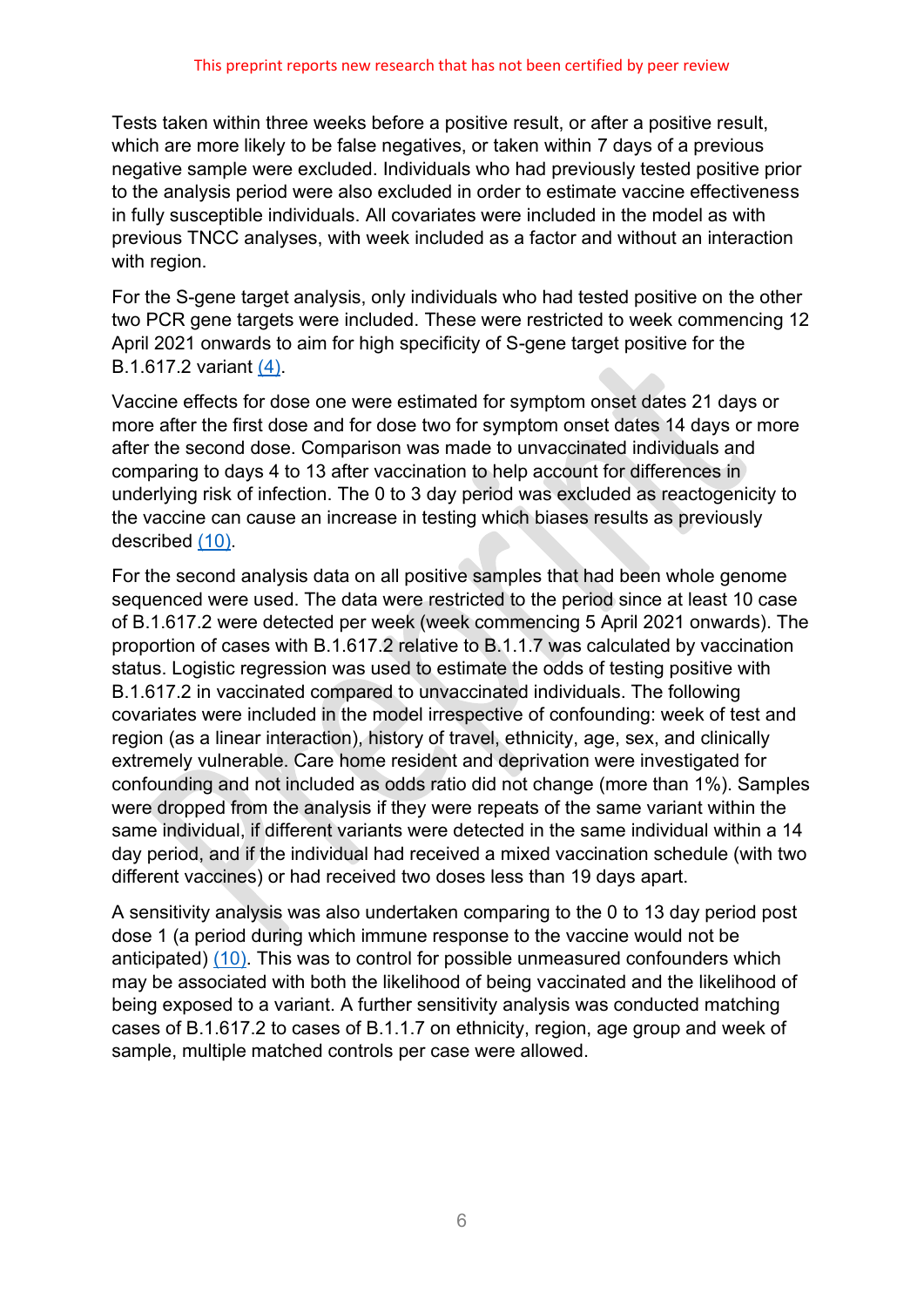Tests taken within three weeks before a positive result, or after a positive result, which are more likely to be false negatives, or taken within 7 days of a previous negative sample were excluded. Individuals who had previously tested positive prior to the analysis period were also excluded in order to estimate vaccine effectiveness in fully susceptible individuals. All covariates were included in the model as with previous TNCC analyses, with week included as a factor and without an interaction with region.

For the S-gene target analysis, only individuals who had tested positive on the other two PCR gene targets were included. These were restricted to week commencing 12 April 2021 onwards to aim for high specificity of S-gene target positive for the B.1.617.2 variant (4).

Vaccine effects for dose one were estimated for symptom onset dates 21 days or more after the first dose and for dose two for symptom onset dates 14 days or more after the second dose. Comparison was made to unvaccinated individuals and comparing to days 4 to 13 after vaccination to help account for differences in underlying risk of infection. The 0 to 3 day period was excluded as reactogenicity to the vaccine can cause an increase in testing which biases results as previously described (10).

For the second analysis data on all positive samples that had been whole genome sequenced were used. The data were restricted to the period since at least 10 case of B.1.617.2 were detected per week (week commencing 5 April 2021 onwards). The proportion of cases with B.1.617.2 relative to B.1.1.7 was calculated by vaccination status. Logistic regression was used to estimate the odds of testing positive with B.1.617.2 in vaccinated compared to unvaccinated individuals. The following covariates were included in the model irrespective of confounding: week of test and region (as a linear interaction), history of travel, ethnicity, age, sex, and clinically extremely vulnerable. Care home resident and deprivation were investigated for confounding and not included as odds ratio did not change (more than 1%). Samples were dropped from the analysis if they were repeats of the same variant within the same individual, if different variants were detected in the same individual within a 14 day period, and if the individual had received a mixed vaccination schedule (with two different vaccines) or had received two doses less than 19 days apart.

A sensitivity analysis was also undertaken comparing to the 0 to 13 day period post dose 1 (a period during which immune response to the vaccine would not be anticipated) (10). This was to control for possible unmeasured confounders which may be associated with both the likelihood of being vaccinated and the likelihood of being exposed to a variant. A further sensitivity analysis was conducted matching cases of B.1.617.2 to cases of B.1.1.7 on ethnicity, region, age group and week of sample, multiple matched controls per case were allowed.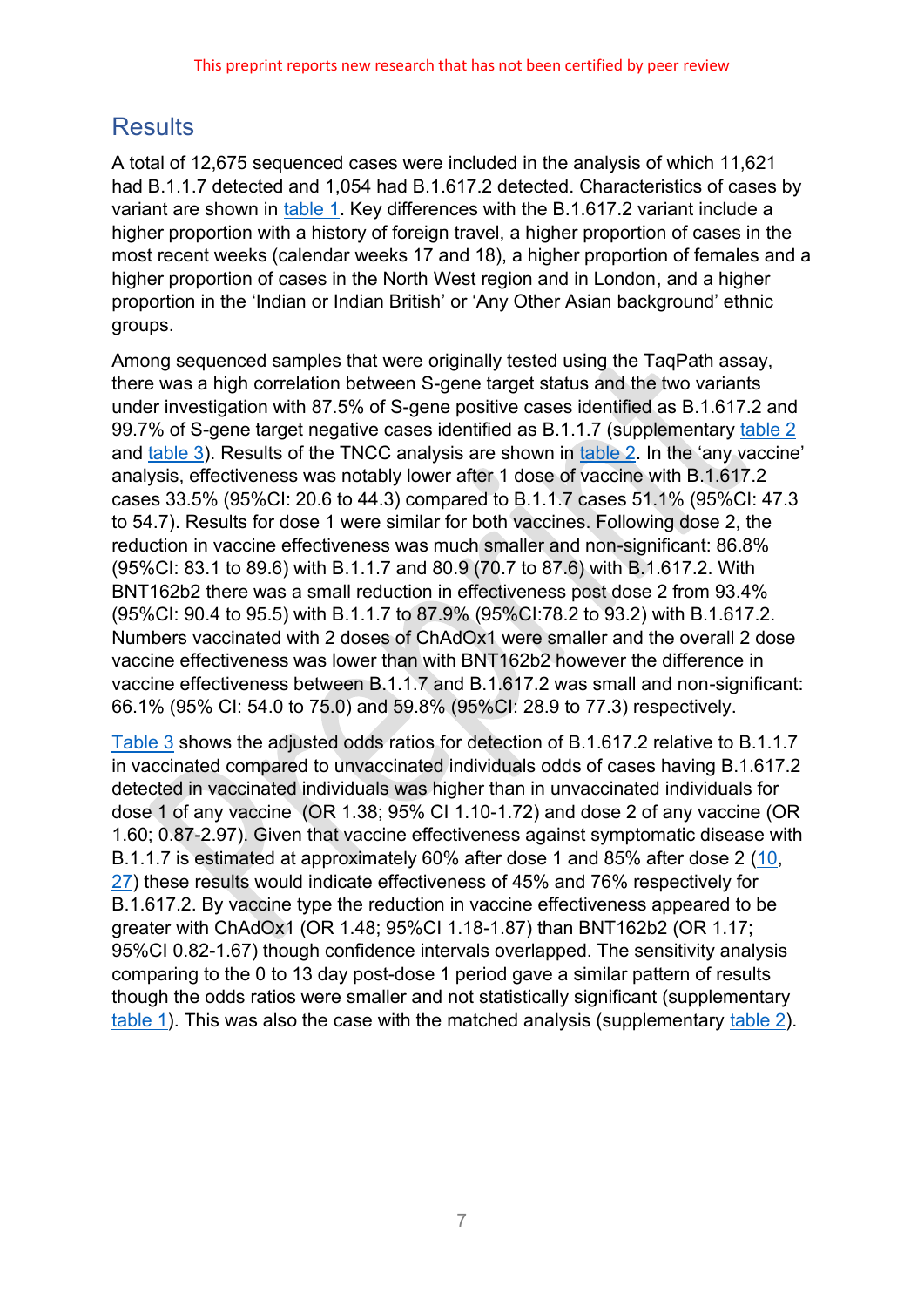## Results

A total of 12,675 sequenced cases were included in the analysis of which 11,621 had B.1.1.7 detected and 1,054 had B.1.617.2 detected. Characteristics of cases by variant are shown in table 1. Key differences with the B.1.617.2 variant include a higher proportion with a history of foreign travel, a higher proportion of cases in the most recent weeks (calendar weeks 17 and 18), a higher proportion of females and a higher proportion of cases in the North West region and in London, and a higher proportion in the 'Indian or Indian British' or 'Any Other Asian background' ethnic groups.

Among sequenced samples that were originally tested using the TaqPath assay, there was a high correlation between S-gene target status and the two variants under investigation with 87.5% of S-gene positive cases identified as B.1.617.2 and 99.7% of S-gene target negative cases identified as B.1.1.7 (supplementary table 2 and table 3). Results of the TNCC analysis are shown in table 2. In the 'any vaccine' analysis, effectiveness was notably lower after 1 dose of vaccine with B.1.617.2 cases 33.5% (95%CI: 20.6 to 44.3) compared to B.1.1.7 cases 51.1% (95%CI: 47.3 to 54.7). Results for dose 1 were similar for both vaccines. Following dose 2, the reduction in vaccine effectiveness was much smaller and non-significant: 86.8% (95%CI: 83.1 to 89.6) with B.1.1.7 and 80.9 (70.7 to 87.6) with B.1.617.2. With BNT162b2 there was a small reduction in effectiveness post dose 2 from 93.4% (95%CI: 90.4 to 95.5) with B.1.1.7 to 87.9% (95%CI:78.2 to 93.2) with B.1.617.2. Numbers vaccinated with 2 doses of ChAdOx1 were smaller and the overall 2 dose vaccine effectiveness was lower than with BNT162b2 however the difference in vaccine effectiveness between B.1.1.7 and B.1.617.2 was small and non-significant: 66.1% (95% CI: 54.0 to 75.0) and 59.8% (95%CI: 28.9 to 77.3) respectively.

Table 3 shows the adjusted odds ratios for detection of B.1.617.2 relative to B.1.1.7 in vaccinated compared to unvaccinated individuals odds of cases having B.1.617.2 detected in vaccinated individuals was higher than in unvaccinated individuals for dose 1 of any vaccine (OR 1.38; 95% CI 1.10-1.72) and dose 2 of any vaccine (OR 1.60; 0.87-2.97). Given that vaccine effectiveness against symptomatic disease with B.1.1.7 is estimated at approximately 60% after dose 1 and 85% after dose 2 (10, 27) these results would indicate effectiveness of 45% and 76% respectively for B.1.617.2. By vaccine type the reduction in vaccine effectiveness appeared to be greater with ChAdOx1 (OR 1.48; 95%CI 1.18-1.87) than BNT162b2 (OR 1.17; 95%CI 0.82-1.67) though confidence intervals overlapped. The sensitivity analysis comparing to the 0 to 13 day post-dose 1 period gave a similar pattern of results though the odds ratios were smaller and not statistically significant (supplementary table 1). This was also the case with the matched analysis (supplementary table 2).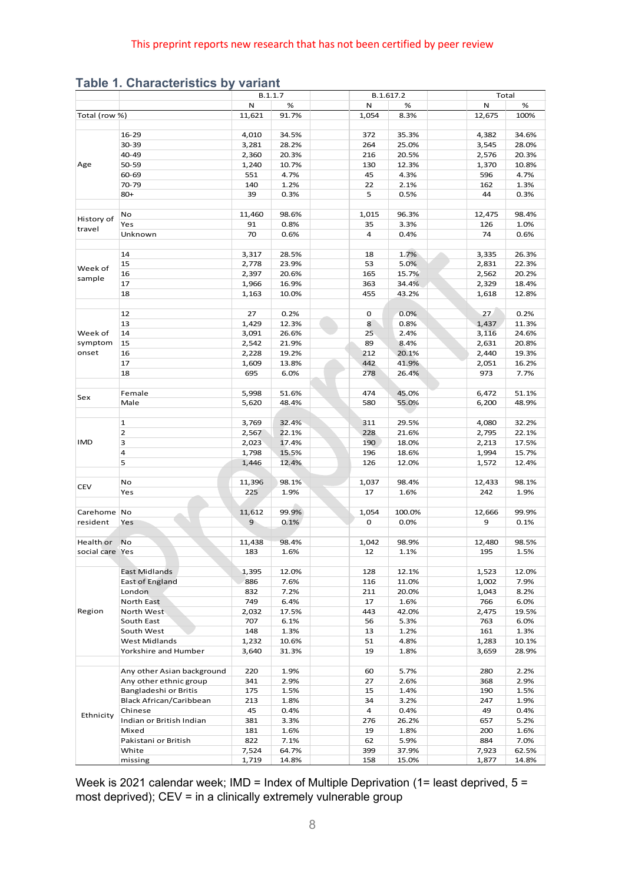This preprint reports new research that has not been certified by peer review

## Table 1. Characteristics by variant

| | | B.1.1.7 | | B.1.617.2 | | Total | |
|---|---|---|---|---|---|---|---|
| | | N | % | N | % | N | % |
| Total (row %) | | 11,621 | 91.7% | 1,054 | 8.3% | 12,675 | 100% |
| Age | 16-29 | 4,010 | 34.5% | 372 | 35.3% | 4,382 | 34.6% |
| | 30-39 | 3,281 | 28.2% | 264 | 25.0% | 3,545 | 28.0% |
| | 40-49 | 2,360 | 20.3% | 216 | 20.5% | 2,576 | 20.3% |
| | 50-59 | 1,240 | 10.7% | 130 | 12.3% | 1,370 | 10.8% |
| | 60-69 | 551 | 4.7% | 45 | 4.3% | 596 | 4.7% |
| | 70-79 | 140 | 1.2% | 22 | 2.1% | 162 | 1.3% |
| | 80+ | 39 | 0.3% | 5 | 0.5% | 44 | 0.3% |
| History of travel | No | 11,460 | 98.6% | 1,015 | 96.3% | 12,475 | 98.4% |
| | Yes | 91 | 0.8% | 35 | 3.3% | 126 | 1.0% |
| | Unknown | 70 | 0.6% | 4 | 0.4% | 74 | 0.6% |
| Week of sample | 14 | 3,317 | 28.5% | 18 | 1.7% | 3,335 | 26.3% |
| | 15 | 2,778 | 23.9% | 53 | 5.0% | 2,831 | 22.3% |
| | 16 | 2,397 | 20.6% | 165 | 15.7% | 2,562 | 20.2% |
| | 17 | 1,966 | 16.9% | 363 | 34.4% | 2,329 | 18.4% |
| | 18 | 1,163 | 10.0% | 455 | 43.2% | 1,618 | 12.8% |
| Week of symptom onset | 12 | 27 | 0.2% | 0 | 0.0% | 27 | 0.2% |
| | 13 | 1,429 | 12.3% | 8 | 0.8% | 1,437 | 11.3% |
| | 14 | 3,091 | 26.6% | 25 | 2.4% | 3,116 | 24.6% |
| | 15 | 2,542 | 21.9% | 89 | 8.4% | 2,631 | 20.8% |
| | 16 | 2,228 | 19.2% | 212 | 20.1% | 2,440 | 19.3% |
| | 17 | 1,609 | 13.8% | 442 | 41.9% | 2,051 | 16.2% |
| | 18 | 695 | 6.0% | 278 | 26.4% | 973 | 7.7% |
| Sex | Female | 5,998 | 51.6% | 474 | 45.0% | 6,472 | 51.1% |
| | Male | 5,620 | 48.4% | 580 | 55.0% | 6,200 | 48.9% |
| IMD | 1 | 3,769 | 32.4% | 311 | 29.5% | 4,080 | 32.2% |
| | 2 | 2,567 | 22.1% | 228 | 21.6% | 2,795 | 22.1% |
| | 3 | 2,023 | 17.4% | 190 | 18.0% | 2,213 | 17.5% |
| | 4 | 1,798 | 15.5% | 196 | 18.6% | 1,994 | 15.7% |
| | 5 | 1,446 | 12.4% | 126 | 12.0% | 1,572 | 12.4% |
| CEV | No | 11,396 | 98.1% | 1,037 | 98.4% | 12,433 | 98.1% |
| | Yes | 225 | 1.9% | 17 | 1.6% | 242 | 1.9% |
| Carehome resident | No | 11,612 | 99.9% | 1,054 | 100.0% | 12,666 | 99.9% |
| | Yes | 9 | 0.1% | 0 | 0.0% | 9 | 0.1% |
| Health or social care | No | 11,438 | 98.4% | 1,042 | 98.9% | 12,480 | 98.5% |
| | Yes | 183 | 1.6% | 12 | 1.1% | 195 | 1.5% |
| Region | East Midlands | 1,395 | 12.0% | 128 | 12.1% | 1,523 | 12.0% |
| | East of England | 886 | 7.6% | 116 | 11.0% | 1,002 | 7.9% |
| | London | 832 | 7.2% | 211 | 20.0% | 1,043 | 8.2% |
| | North East | 749 | 6.4% | 17 | 1.6% | 766 | 6.0% |
| | North West | 2,032 | 17.5% | 443 | 42.0% | 2,475 | 19.5% |
| | South East | 707 | 6.1% | 56 | 5.3% | 763 | 6.0% |
| | South West | 148 | 1.3% | 13 | 1.2% | 161 | 1.3% |
| | West Midlands | 1,232 | 10.6% | 51 | 4.8% | 1,283 | 10.1% |
| | Yorkshire and Humber | 3,640 | 31.3% | 19 | 1.8% | 3,659 | 28.9% |
| Ethnicity | Any other Asian background | 220 | 1.9% | 60 | 5.7% | 280 | 2.2% |
| | Any other ethnic group | 341 | 2.9% | 27 | 2.6% | 368 | 2.9% |
| | Bangladeshi or Britis | 175 | 1.5% | 15 | 1.4% | 190 | 1.5% |
| | Black African/Caribbean | 213 | 1.8% | 34 | 3.2% | 247 | 1.9% |
| | Chinese | 45 | 0.4% | 4 | 0.4% | 49 | 0.4% |
| | Indian or British Indian | 381 | 3.3% | 276 | 26.2% | 657 | 5.2% |
| | Mixed | 181 | 1.6% | 19 | 1.8% | 200 | 1.6% |
| | Pakistani or British | 822 | 7.1% | 62 | 5.9% | 884 | 7.0% |
| | White | 7,524 | 64.7% | 399 | 37.9% | 7,923 | 62.5% |
| | missing | 1,719 | 14.8% | 158 | 15.0% | 1,877 | 14.8% |

Week is 2021 calendar week; IMD = Index of Multiple Deprivation (1= least deprived, 5 = most deprived); CEV = in a clinically extremely vulnerable group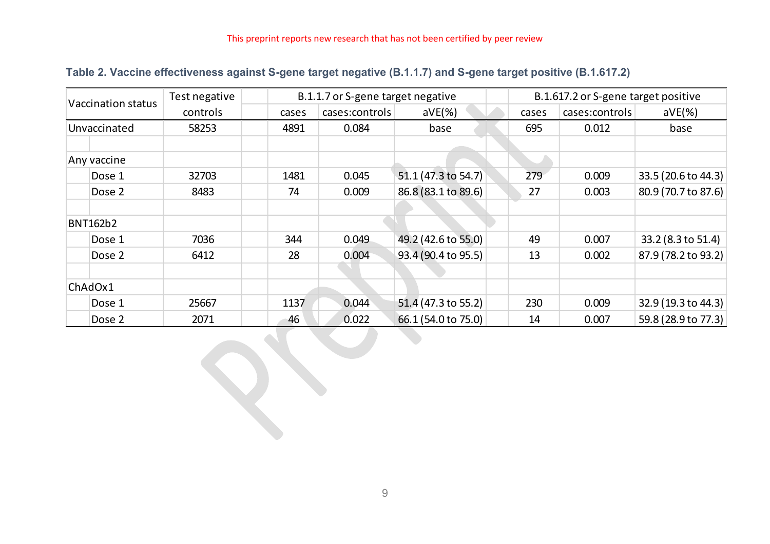This preprint reports new research that has not been certified by peer review

**Table 2. Vaccine effectiveness against S-gene target negative (B.1.1.7) and S-gene target positive (B.1.617.2)**

| Vaccination status | | Test negative controls | B.1.1.7 or S-gene target negative | | | B.1.617.2 or S-gene target positive | | |
|---|---|---|---|---|---|---|---|---|
| | | | cases | cases:controls | aVE(%) | cases | cases:controls | aVE(%) |
| Unvaccinated | | 58253 | 4891 | 0.084 | base | 695 | 0.012 | base |
| | | | | | | | | |
| Any vaccine | | | | | | | | |
| | Dose 1 | 32703 | 1481 | 0.045 | 51.1 (47.3 to 54.7) | 279 | 0.009 | 33.5 (20.6 to 44.3) |
| | Dose 2 | 8483 | 74 | 0.009 | 86.8 (83.1 to 89.6) | 27 | 0.003 | 80.9 (70.7 to 87.6) |
| | | | | | | | | |
| BNT162b2 | | | | | | | | |
| | Dose 1 | 7036 | 344 | 0.049 | 49.2 (42.6 to 55.0) | 49 | 0.007 | 33.2 (8.3 to 51.4) |
| | Dose 2 | 6412 | 28 | 0.004 | 93.4 (90.4 to 95.5) | 13 | 0.002 | 87.9 (78.2 to 93.2) |
| | | | | | | | | |
| ChAdOx1 | | | | | | | | |
| | Dose 1 | 25667 | 1137 | 0.044 | 51.4 (47.3 to 55.2) | 230 | 0.009 | 32.9 (19.3 to 44.3) |
| | Dose 2 | 2071 | 46 | 0.022 | 66.1 (54.0 to 75.0) | 14 | 0.007 | 59.8 (28.9 to 77.3) |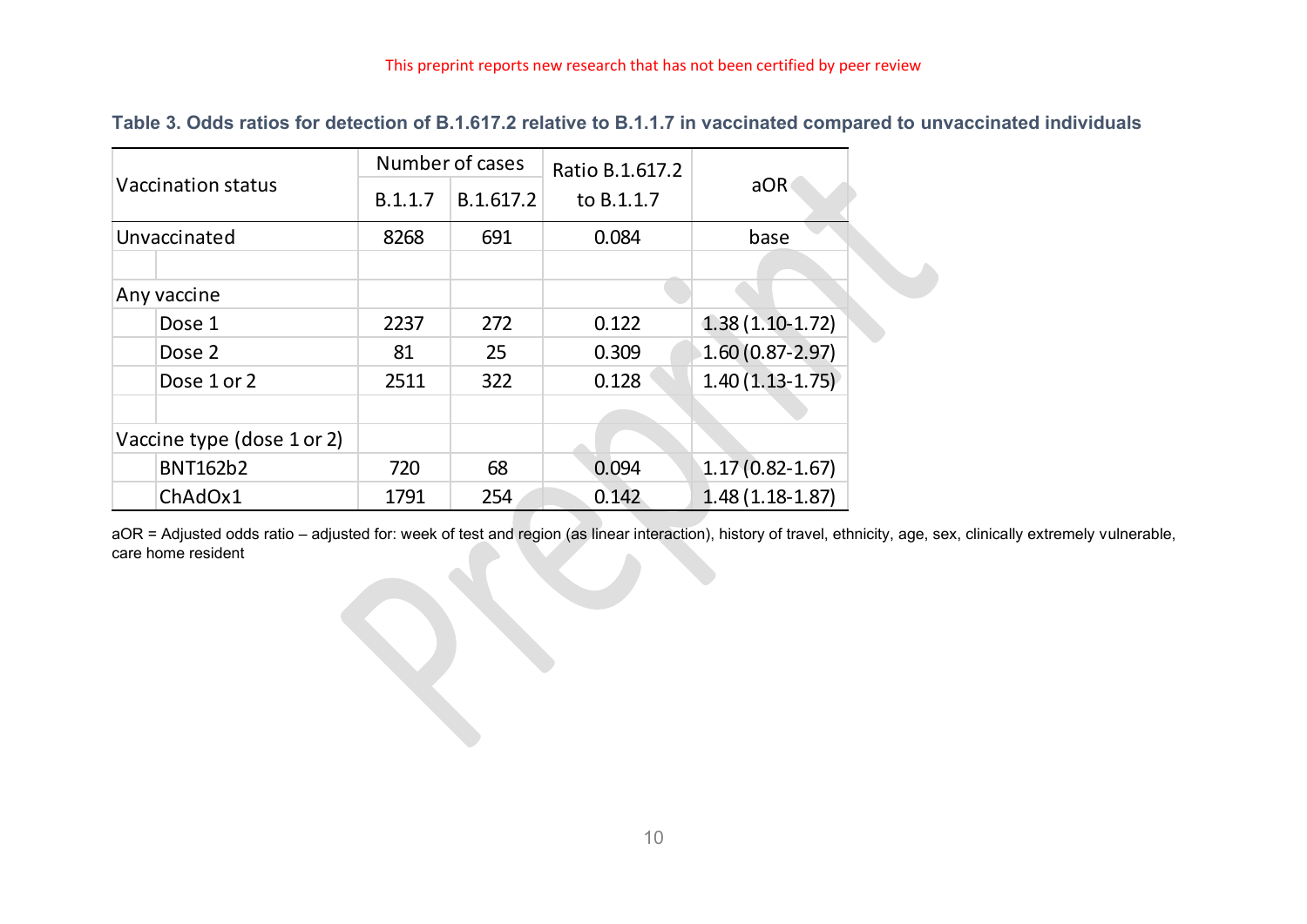**Table 3. Odds ratios for detection of B.1.617.2 relative to B.1.1.7 in vaccinated compared to unvaccinated individuals**

| Vaccination status | Number of cases | | Ratio B.1.617.2 to B.1.1.7 | aOR |
|---|---|---|---|---|
| | B.1.1.7 | B.1.617.2 | | |
| Unvaccinated | 8268 | 691 | 0.084 | base |
| | | | | |
| Any vaccine | | | | |
| Dose 1 | 2237 | 272 | 0.122 | 1.38 (1.10-1.72) |
| Dose 2 | 81 | 25 | 0.309 | 1.60 (0.87-2.97) |
| Dose 1 or 2 | 2511 | 322 | 0.128 | 1.40 (1.13-1.75) |
| | | | | |
| Vaccine type (dose 1 or 2) | | | | |
| BNT162b2 | 720 | 68 | 0.094 | 1.17 (0.82-1.67) |
| ChAdOx1 | 1791 | 254 | 0.142 | 1.48 (1.18-1.87) |

aOR = Adjusted odds ratio – adjusted for: week of test and region (as linear interaction), history of travel, ethnicity, age, sex, clinically extremely vulnerable, care home resident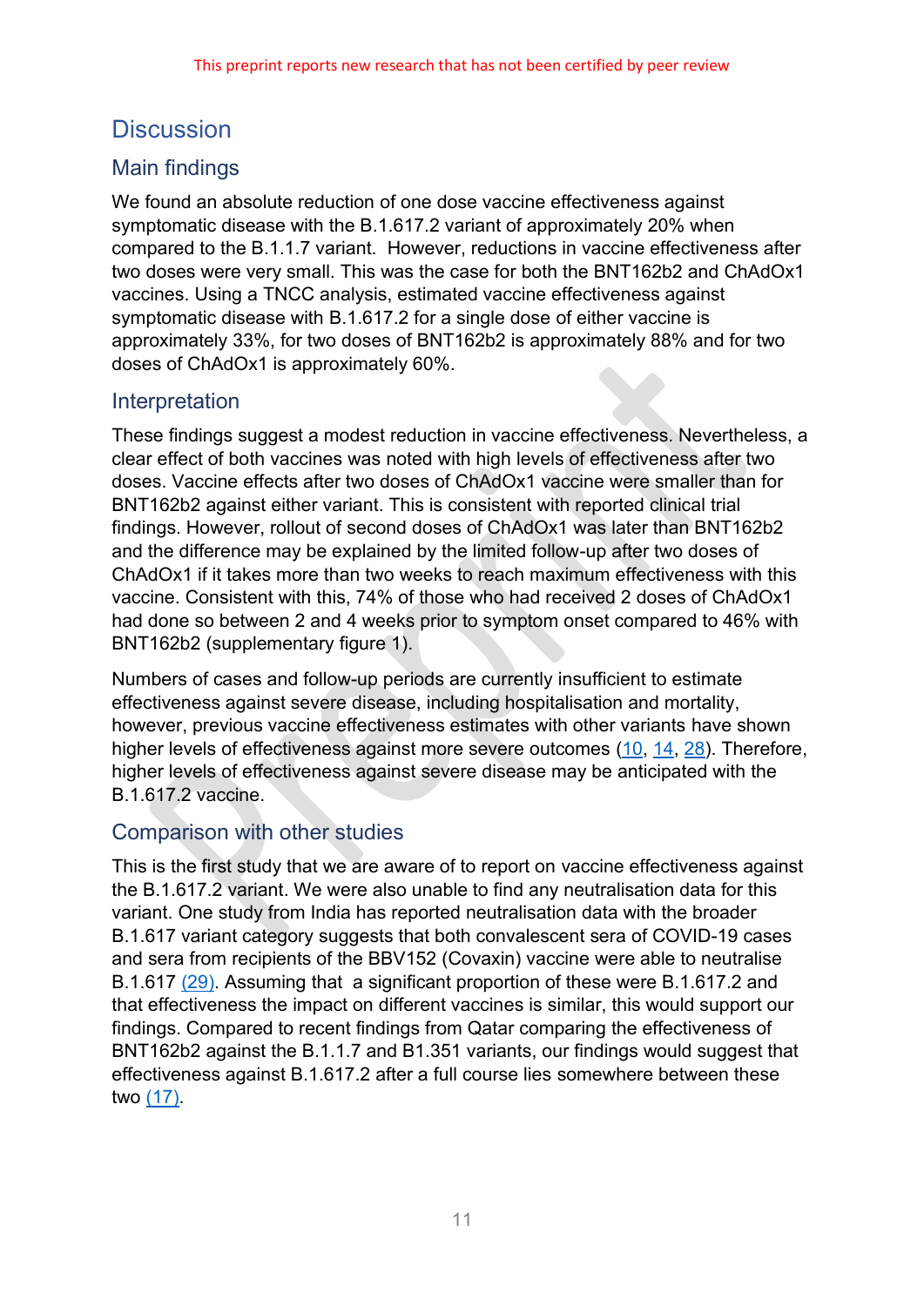## Discussion

### Main findings

We found an absolute reduction of one dose vaccine effectiveness against symptomatic disease with the B.1.617.2 variant of approximately 20% when compared to the B.1.1.7 variant. However, reductions in vaccine effectiveness after two doses were very small. This was the case for both the BNT162b2 and ChAdOx1 vaccines. Using a TNCC analysis, estimated vaccine effectiveness against symptomatic disease with B.1.617.2 for a single dose of either vaccine is approximately 33%, for two doses of BNT162b2 is approximately 88% and for two doses of ChAdOx1 is approximately 60%.

### Interpretation

These findings suggest a modest reduction in vaccine effectiveness. Nevertheless, a clear effect of both vaccines was noted with high levels of effectiveness after two doses. Vaccine effects after two doses of ChAdOx1 vaccine were smaller than for BNT162b2 against either variant. This is consistent with reported clinical trial findings. However, rollout of second doses of ChAdOx1 was later than BNT162b2 and the difference may be explained by the limited follow-up after two doses of ChAdOx1 if it takes more than two weeks to reach maximum effectiveness with this vaccine. Consistent with this, 74% of those who had received 2 doses of ChAdOx1 had done so between 2 and 4 weeks prior to symptom onset compared to 46% with BNT162b2 (supplementary figure 1).

Numbers of cases and follow-up periods are currently insufficient to estimate effectiveness against severe disease, including hospitalisation and mortality, however, previous vaccine effectiveness estimates with other variants have shown higher levels of effectiveness against more severe outcomes (10, 14, 28). Therefore, higher levels of effectiveness against severe disease may be anticipated with the B.1.617.2 vaccine.

### Comparison with other studies

This is the first study that we are aware of to report on vaccine effectiveness against the B.1.617.2 variant. We were also unable to find any neutralisation data for this variant. One study from India has reported neutralisation data with the broader B.1.617 variant category suggests that both convalescent sera of COVID-19 cases and sera from recipients of the BBV152 (Covaxin) vaccine were able to neutralise B.1.617 (29). Assuming that a significant proportion of these were B.1.617.2 and that effectiveness the impact on different vaccines is similar, this would support our findings. Compared to recent findings from Qatar comparing the effectiveness of BNT162b2 against the B.1.1.7 and B1.351 variants, our findings would suggest that effectiveness against B.1.617.2 after a full course lies somewhere between these two (17).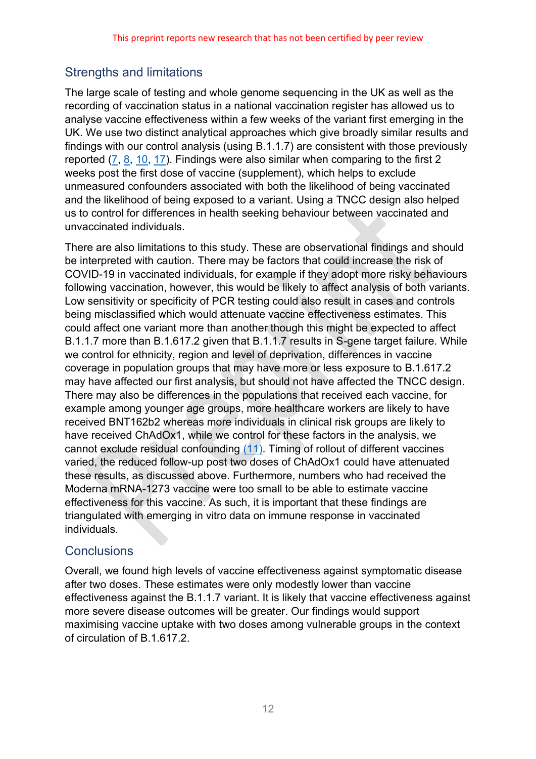## Strengths and limitations

The large scale of testing and whole genome sequencing in the UK as well as the recording of vaccination status in a national vaccination register has allowed us to analyse vaccine effectiveness within a few weeks of the variant first emerging in the UK. We use two distinct analytical approaches which give broadly similar results and findings with our control analysis (using B.1.1.7) are consistent with those previously reported (7, 8, 10, 17). Findings were also similar when comparing to the first 2 weeks post the first dose of vaccine (supplement), which helps to exclude unmeasured confounders associated with both the likelihood of being vaccinated and the likelihood of being exposed to a variant. Using a TNCC design also helped us to control for differences in health seeking behaviour between vaccinated and unvaccinated individuals.

There are also limitations to this study. These are observational findings and should be interpreted with caution. There may be factors that could increase the risk of COVID-19 in vaccinated individuals, for example if they adopt more risky behaviours following vaccination, however, this would be likely to affect analysis of both variants. Low sensitivity or specificity of PCR testing could also result in cases and controls being misclassified which would attenuate vaccine effectiveness estimates. This could affect one variant more than another though this might be expected to affect B.1.1.7 more than B.1.617.2 given that B.1.1.7 results in S-gene target failure. While we control for ethnicity, region and level of deprivation, differences in vaccine coverage in population groups that may have more or less exposure to B.1.617.2 may have affected our first analysis, but should not have affected the TNCC design. There may also be differences in the populations that received each vaccine, for example among younger age groups, more healthcare workers are likely to have received BNT162b2 whereas more individuals in clinical risk groups are likely to have received ChAdOx1, while we control for these factors in the analysis, we cannot exclude residual confounding (11). Timing of rollout of different vaccines varied, the reduced follow-up post two doses of ChAdOx1 could have attenuated these results, as discussed above. Furthermore, numbers who had received the Moderna mRNA-1273 vaccine were too small to be able to estimate vaccine effectiveness for this vaccine. As such, it is important that these findings are triangulated with emerging in vitro data on immune response in vaccinated individuals.

## Conclusions

Overall, we found high levels of vaccine effectiveness against symptomatic disease after two doses. These estimates were only modestly lower than vaccine effectiveness against the B.1.1.7 variant. It is likely that vaccine effectiveness against more severe disease outcomes will be greater. Our findings would support maximising vaccine uptake with two doses among vulnerable groups in the context of circulation of B.1.617.2.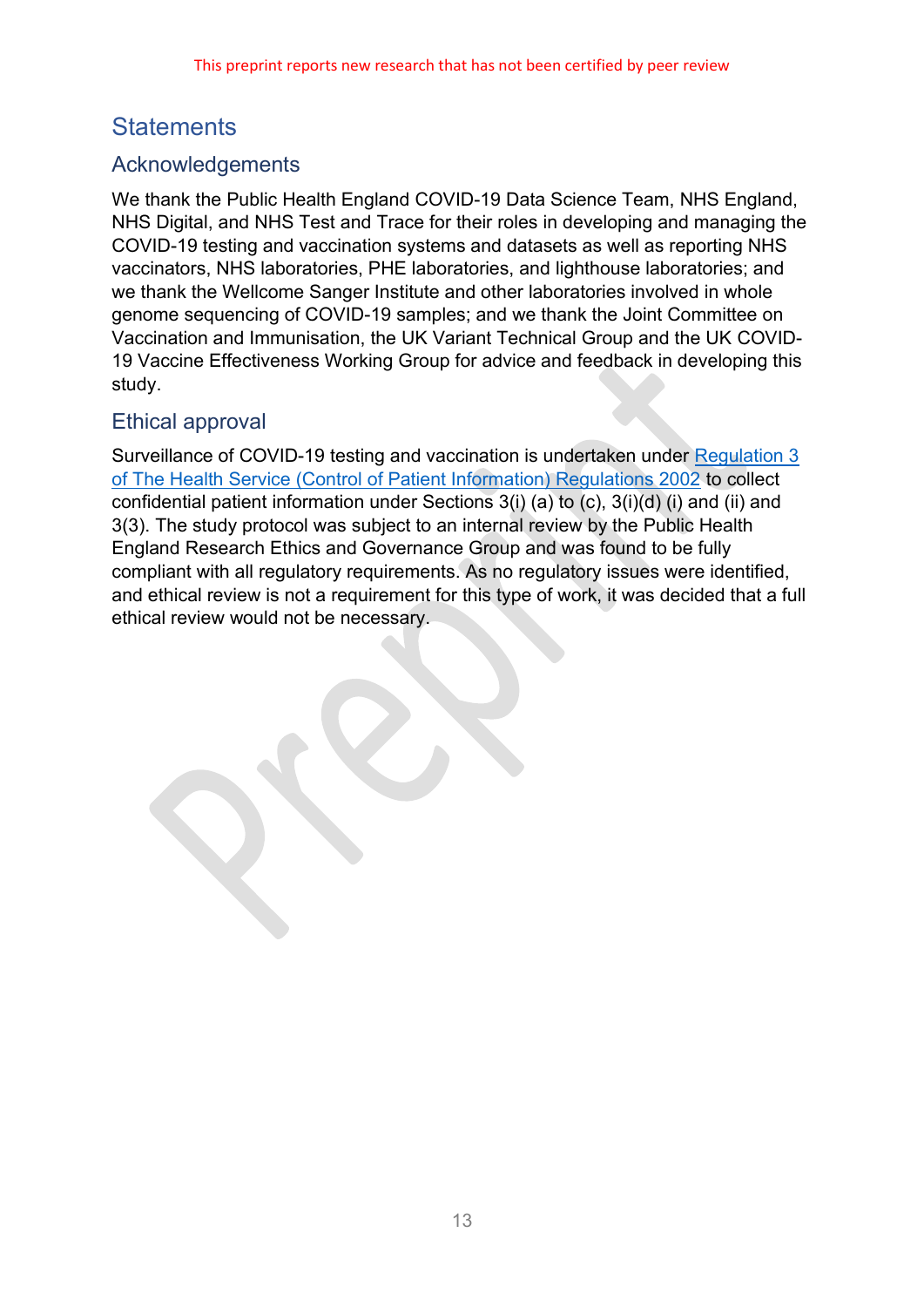# Statements

## Acknowledgements

We thank the Public Health England COVID-19 Data Science Team, NHS England, NHS Digital, and NHS Test and Trace for their roles in developing and managing the COVID-19 testing and vaccination systems and datasets as well as reporting NHS vaccinators, NHS laboratories, PHE laboratories, and lighthouse laboratories; and we thank the Wellcome Sanger Institute and other laboratories involved in whole genome sequencing of COVID-19 samples; and we thank the Joint Committee on Vaccination and Immunisation, the UK Variant Technical Group and the UK COVID-19 Vaccine Effectiveness Working Group for advice and feedback in developing this study.

## Ethical approval

Surveillance of COVID-19 testing and vaccination is undertaken under Regulation 3 of The Health Service (Control of Patient Information) Regulations 2002 to collect confidential patient information under Sections 3(i) (a) to (c), 3(i)(d) (i) and (ii) and 3(3). The study protocol was subject to an internal review by the Public Health England Research Ethics and Governance Group and was found to be fully compliant with all regulatory requirements. As no regulatory issues were identified, and ethical review is not a requirement for this type of work, it was decided that a full ethical review would not be necessary.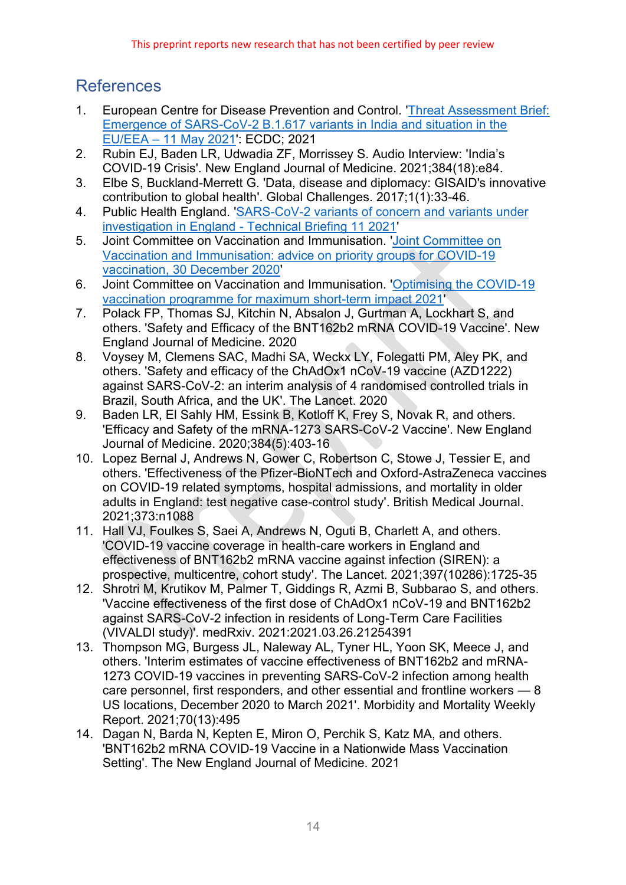## References

1. European Centre for Disease Prevention and Control. 'Threat Assessment Brief: Emergence of SARS-CoV-2 B.1.617 variants in India and situation in the EU/EEA – 11 May 2021': ECDC; 2021
2. Rubin EJ, Baden LR, Udwadia ZF, Morrissey S. Audio Interview: 'India's COVID-19 Crisis'. New England Journal of Medicine. 2021;384(18):e84.
3. Elbe S, Buckland-Merrett G. 'Data, disease and diplomacy: GISAID's innovative contribution to global health'. Global Challenges. 2017;1(1):33-46.
4. Public Health England. 'SARS-CoV-2 variants of concern and variants under investigation in England - Technical Briefing 11 2021'
5. Joint Committee on Vaccination and Immunisation. 'Joint Committee on Vaccination and Immunisation: advice on priority groups for COVID-19 vaccination, 30 December 2020'
6. Joint Committee on Vaccination and Immunisation. 'Optimising the COVID-19 vaccination programme for maximum short-term impact 2021'
7. Polack FP, Thomas SJ, Kitchin N, Absalon J, Gurtman A, Lockhart S, and others. 'Safety and Efficacy of the BNT162b2 mRNA COVID-19 Vaccine'. New England Journal of Medicine. 2020
8. Voysey M, Clemens SAC, Madhi SA, Weckx LY, Folegatti PM, Aley PK, and others. 'Safety and efficacy of the ChAdOx1 nCoV-19 vaccine (AZD1222) against SARS-CoV-2: an interim analysis of 4 randomised controlled trials in Brazil, South Africa, and the UK'. The Lancet. 2020
9. Baden LR, El Sahly HM, Essink B, Kotloff K, Frey S, Novak R, and others. 'Efficacy and Safety of the mRNA-1273 SARS-CoV-2 Vaccine'. New England Journal of Medicine. 2020;384(5):403-16
10. Lopez Bernal J, Andrews N, Gower C, Robertson C, Stowe J, Tessier E, and others. 'Effectiveness of the Pfizer-BioNTech and Oxford-AstraZeneca vaccines on COVID-19 related symptoms, hospital admissions, and mortality in older adults in England: test negative case-control study'. British Medical Journal. 2021;373:n1088
11. Hall VJ, Foulkes S, Saei A, Andrews N, Oguti B, Charlett A, and others. 'COVID-19 vaccine coverage in health-care workers in England and effectiveness of BNT162b2 mRNA vaccine against infection (SIREN): a prospective, multicentre, cohort study'. The Lancet. 2021;397(10286):1725-35
12. Shrotri M, Krutikov M, Palmer T, Giddings R, Azmi B, Subbarao S, and others. 'Vaccine effectiveness of the first dose of ChAdOx1 nCoV-19 and BNT162b2 against SARS-CoV-2 infection in residents of Long-Term Care Facilities (VIVALDI study)'. medRxiv. 2021:2021.03.26.21254391
13. Thompson MG, Burgess JL, Naleway AL, Tyner HL, Yoon SK, Meece J, and others. 'Interim estimates of vaccine effectiveness of BNT162b2 and mRNA-1273 COVID-19 vaccines in preventing SARS-CoV-2 infection among health care personnel, first responders, and other essential and frontline workers — 8 US locations, December 2020 to March 2021'. Morbidity and Mortality Weekly Report. 2021;70(13):495
14. Dagan N, Barda N, Kepten E, Miron O, Perchik S, Katz MA, and others. 'BNT162b2 mRNA COVID-19 Vaccine in a Nationwide Mass Vaccination Setting'. The New England Journal of Medicine. 2021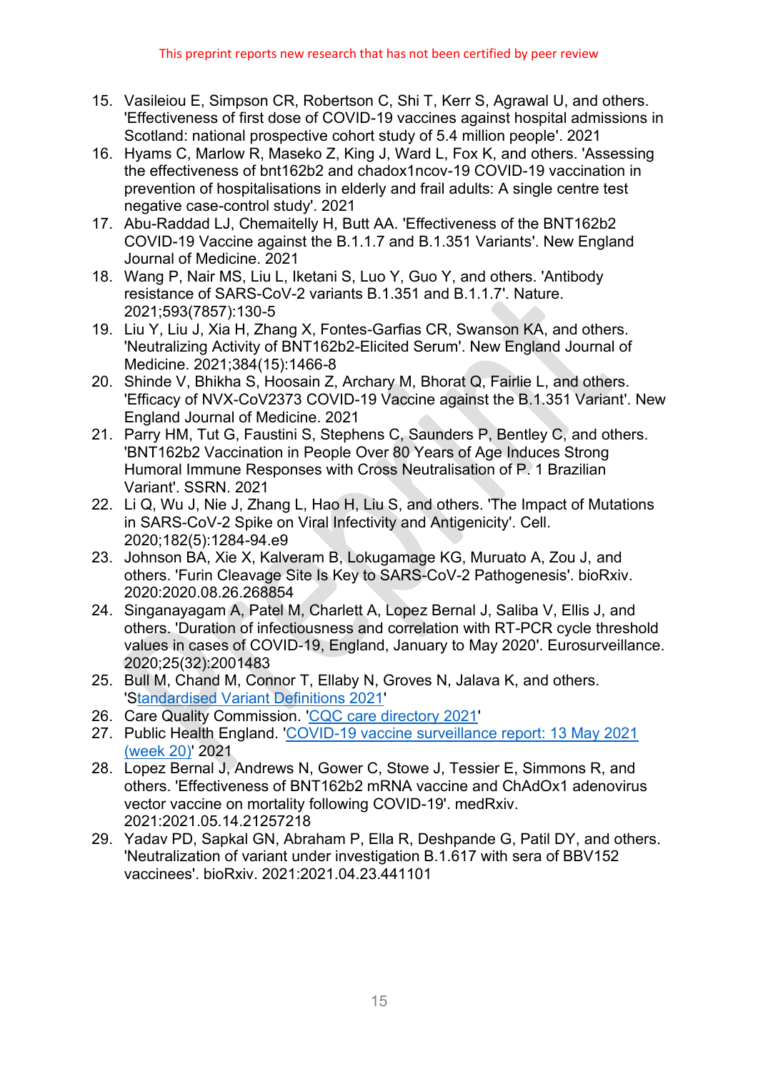15. Vasileiou E, Simpson CR, Robertson C, Shi T, Kerr S, Agrawal U, and others. 'Effectiveness of first dose of COVID-19 vaccines against hospital admissions in Scotland: national prospective cohort study of 5.4 million people'. 2021
16. Hyams C, Marlow R, Maseko Z, King J, Ward L, Fox K, and others. 'Assessing the effectiveness of bnt162b2 and chadox1ncov-19 COVID-19 vaccination in prevention of hospitalisations in elderly and frail adults: A single centre test negative case-control study'. 2021
17. Abu-Raddad LJ, Chemaitelly H, Butt AA. 'Effectiveness of the BNT162b2 COVID-19 Vaccine against the B.1.1.7 and B.1.351 Variants'. New England Journal of Medicine. 2021
18. Wang P, Nair MS, Liu L, Iketani S, Luo Y, Guo Y, and others. 'Antibody resistance of SARS-CoV-2 variants B.1.351 and B.1.1.7'. Nature. 2021;593(7857):130-5
19. Liu Y, Liu J, Xia H, Zhang X, Fontes-Garfias CR, Swanson KA, and others. 'Neutralizing Activity of BNT162b2-Elicited Serum'. New England Journal of Medicine. 2021;384(15):1466-8
20. Shinde V, Bhikha S, Hoosain Z, Archary M, Bhorat Q, Fairlie L, and others. 'Efficacy of NVX-CoV2373 COVID-19 Vaccine against the B.1.351 Variant'. New England Journal of Medicine. 2021
21. Parry HM, Tut G, Faustini S, Stephens C, Saunders P, Bentley C, and others. 'BNT162b2 Vaccination in People Over 80 Years of Age Induces Strong Humoral Immune Responses with Cross Neutralisation of P. 1 Brazilian Variant'. SSRN. 2021
22. Li Q, Wu J, Nie J, Zhang L, Hao H, Liu S, and others. 'The Impact of Mutations in SARS-CoV-2 Spike on Viral Infectivity and Antigenicity'. Cell. 2020;182(5):1284-94.e9
23. Johnson BA, Xie X, Kalveram B, Lokugamage KG, Muruato A, Zou J, and others. 'Furin Cleavage Site Is Key to SARS-CoV-2 Pathogenesis'. bioRxiv. 2020:2020.08.26.268854
24. Singanayagam A, Patel M, Charlett A, Lopez Bernal J, Saliba V, Ellis J, and others. 'Duration of infectiousness and correlation with RT-PCR cycle threshold values in cases of COVID-19, England, January to May 2020'. Eurosurveillance. 2020;25(32):2001483
25. Bull M, Chand M, Connor T, Ellaby N, Groves N, Jalava K, and others. 'Standardised Variant Definitions 2021'
26. Care Quality Commission. 'CQC care directory 2021'
27. Public Health England. 'COVID-19 vaccine surveillance report: 13 May 2021 (week 20)' 2021
28. Lopez Bernal J, Andrews N, Gower C, Stowe J, Tessier E, Simmons R, and others. 'Effectiveness of BNT162b2 mRNA vaccine and ChAdOx1 adenovirus vector vaccine on mortality following COVID-19'. medRxiv. 2021:2021.05.14.21257218
29. Yadav PD, Sapkal GN, Abraham P, Ella R, Deshpande G, Patil DY, and others. 'Neutralization of variant under investigation B.1.617 with sera of BBV152 vaccinees'. bioRxiv. 2021:2021.04.23.441101